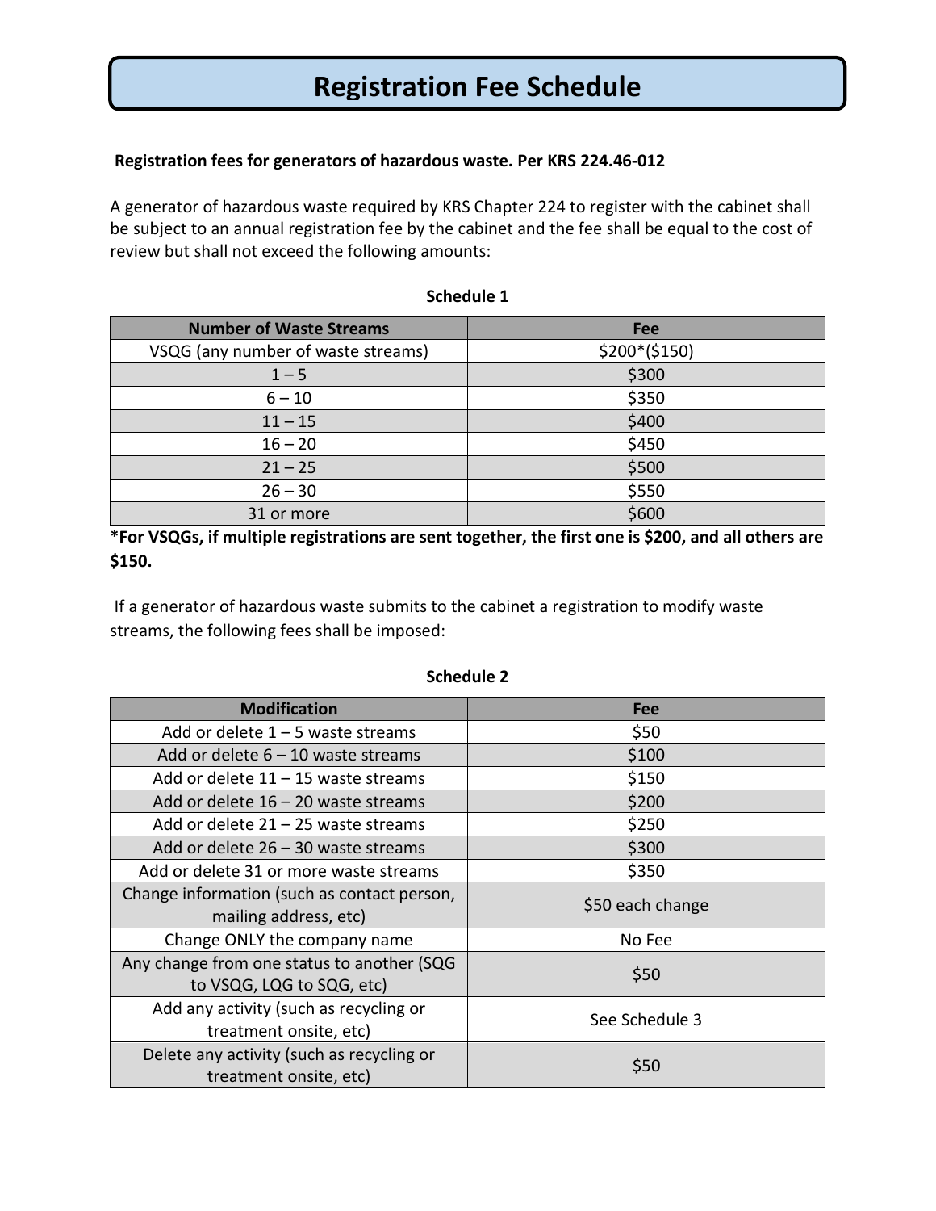# Registration Fee Schedule

**Registration fees for generators of hazardous waste. Per KRS 224.46-012**

A generator of hazardous waste required by KRS Chapter 224 to register with the cabinet shall be subject to an annual registration fee by the cabinet and the fee shall be equal to the cost of review but shall not exceed the following amounts:

**Schedule 1**

| Number of Waste Streams | Fee |
|---|---|
| VSQG (any number of waste streams) | $200*($150) |
| 1 – 5 | $300 |
| 6 – 10 | $350 |
| 11 – 15 | $400 |
| 16 – 20 | $450 |
| 21 – 25 | $500 |
| 26 – 30 | $550 |
| 31 or more | $600 |

***For VSQGs, if multiple registrations are sent together, the first one is $200, and all others are $150.**

If a generator of hazardous waste submits to the cabinet a registration to modify waste streams, the following fees shall be imposed:

**Schedule 2**

| Modification | Fee |
|---|---|
| Add or delete 1 – 5 waste streams | $50 |
| Add or delete 6 – 10 waste streams | $100 |
| Add or delete 11 – 15 waste streams | $150 |
| Add or delete 16 – 20 waste streams | $200 |
| Add or delete 21 – 25 waste streams | $250 |
| Add or delete 26 – 30 waste streams | $300 |
| Add or delete 31 or more waste streams | $350 |
| Change information (such as contact person, mailing address, etc) | $50 each change |
| Change ONLY the company name | No Fee |
| Any change from one status to another (SQG to VSQG, LQG to SQG, etc) | $50 |
| Add any activity (such as recycling or treatment onsite, etc) | See Schedule 3 |
| Delete any activity (such as recycling or treatment onsite, etc) | $50 |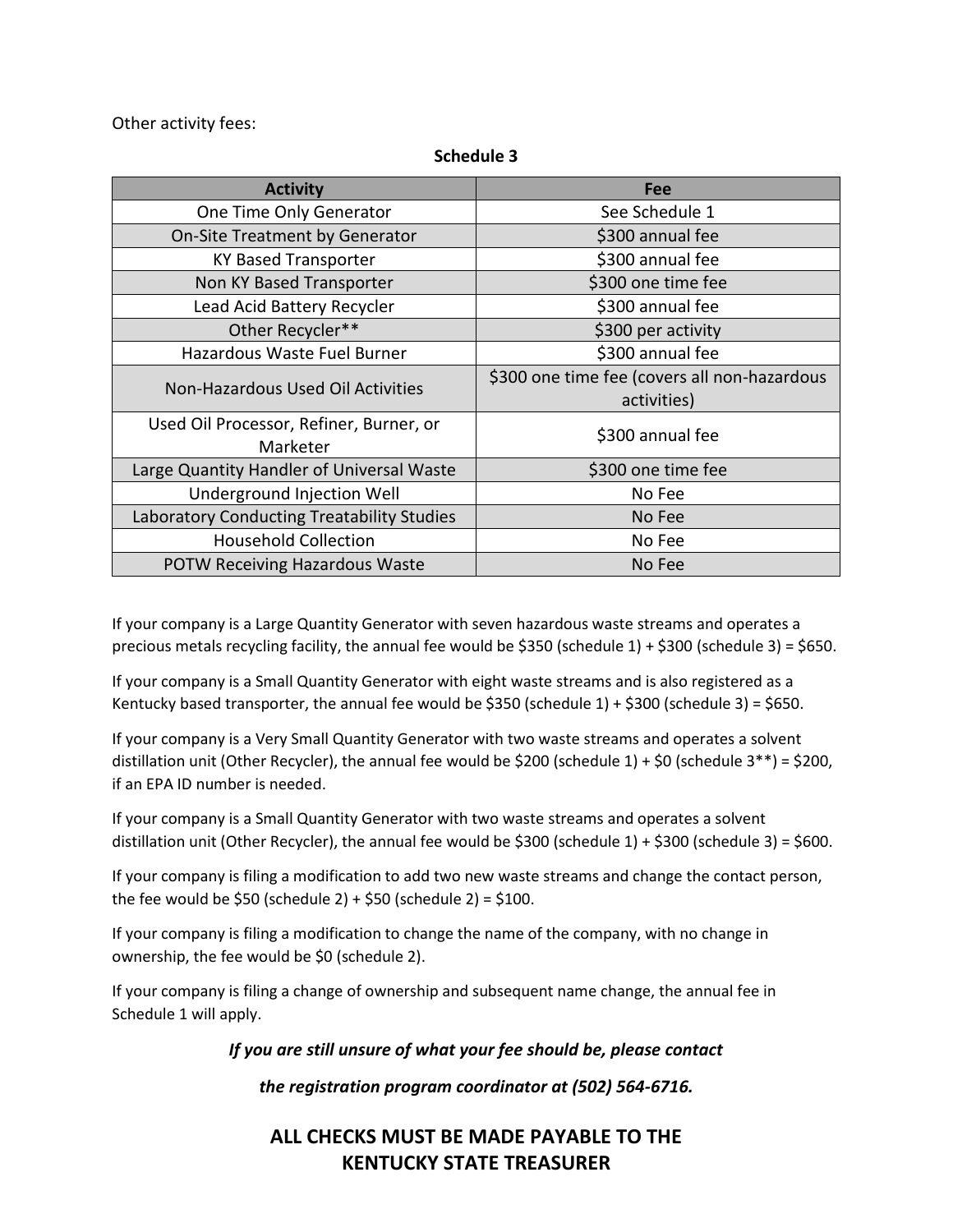Other activity fees:

**Schedule 3**

| Activity | Fee |
|---|---|
| One Time Only Generator | See Schedule 1 |
| On-Site Treatment by Generator | $300 annual fee |
| KY Based Transporter | $300 annual fee |
| Non KY Based Transporter | $300 one time fee |
| Lead Acid Battery Recycler | $300 annual fee |
| Other Recycler** | $300 per activity |
| Hazardous Waste Fuel Burner | $300 annual fee |
| Non-Hazardous Used Oil Activities | $300 one time fee (covers all non-hazardous activities) |
| Used Oil Processor, Refiner, Burner, or Marketer | $300 annual fee |
| Large Quantity Handler of Universal Waste | $300 one time fee |
| Underground Injection Well | No Fee |
| Laboratory Conducting Treatability Studies | No Fee |
| Household Collection | No Fee |
| POTW Receiving Hazardous Waste | No Fee |

If your company is a Large Quantity Generator with seven hazardous waste streams and operates a precious metals recycling facility, the annual fee would be $350 (schedule 1) + $300 (schedule 3) = $650.

If your company is a Small Quantity Generator with eight waste streams and is also registered as a Kentucky based transporter, the annual fee would be $350 (schedule 1) + $300 (schedule 3) = $650.

If your company is a Very Small Quantity Generator with two waste streams and operates a solvent distillation unit (Other Recycler), the annual fee would be $200 (schedule 1) + $0 (schedule 3**) = $200, if an EPA ID number is needed.

If your company is a Small Quantity Generator with two waste streams and operates a solvent distillation unit (Other Recycler), the annual fee would be $300 (schedule 1) + $300 (schedule 3) = $600.

If your company is filing a modification to add two new waste streams and change the contact person, the fee would be $50 (schedule 2) + $50 (schedule 2) = $100.

If your company is filing a modification to change the name of the company, with no change in ownership, the fee would be $0 (schedule 2).

If your company is filing a change of ownership and subsequent name change, the annual fee in Schedule 1 will apply.

***If you are still unsure of what your fee should be, please contact***

***the registration program coordinator at (502) 564-6716.***

**ALL CHECKS MUST BE MADE PAYABLE TO THE KENTUCKY STATE TREASURER**